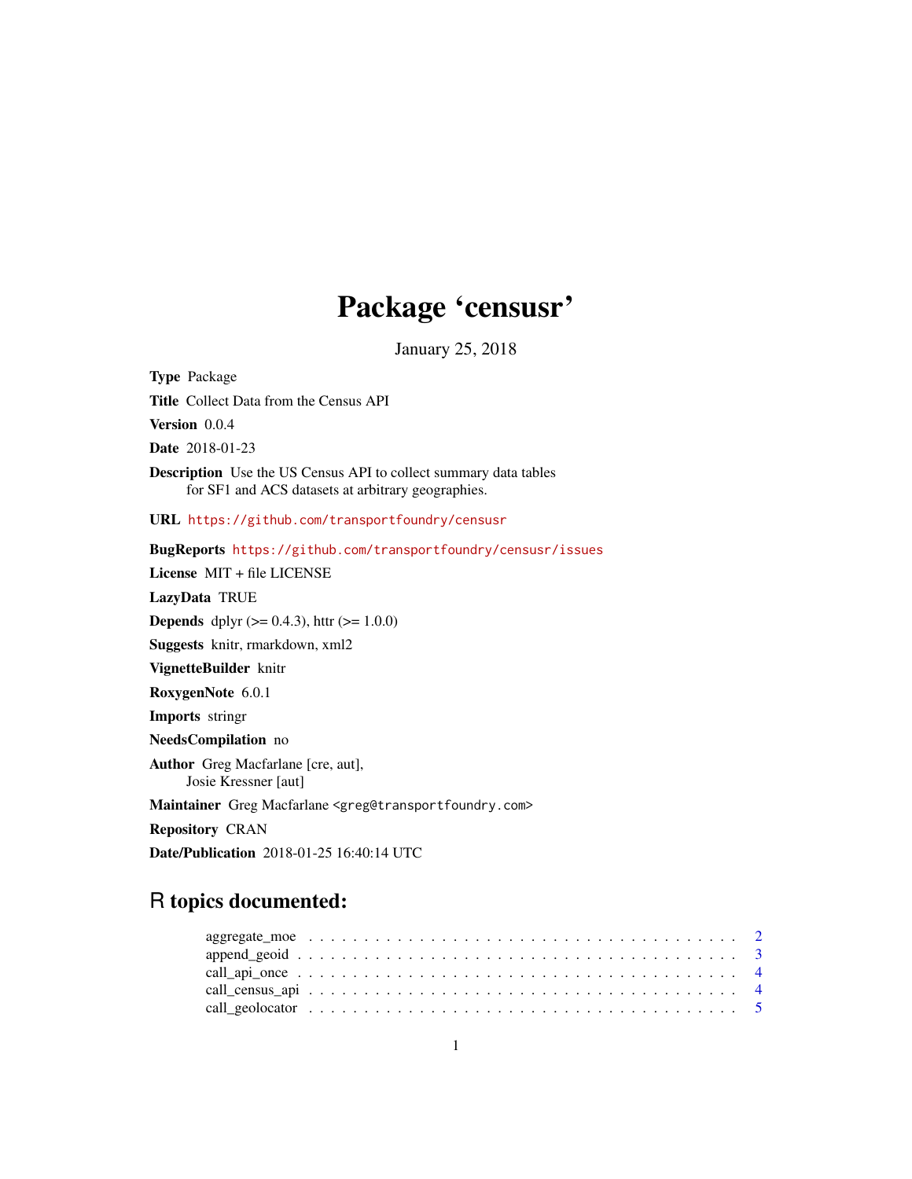# Package 'censusr'

January 25, 2018

**Type** Package

**Title** Collect Data from the Census API

**Version** 0.0.4

**Date** 2018-01-23

**Description** Use the US Census API to collect summary data tables for SF1 and ACS datasets at arbitrary geographies.

**URL** https://github.com/transportfoundry/censusr

**BugReports** https://github.com/transportfoundry/censusr/issues

**License** MIT + file LICENSE

**LazyData** TRUE

**Depends** dplyr (>= 0.4.3), httr (>= 1.0.0)

**Suggests** knitr, rmarkdown, xml2

**VignetteBuilder** knitr

**RoxygenNote** 6.0.1

**Imports** stringr

**NeedsCompilation** no

**Author** Greg Macfarlane [cre, aut], Josie Kressner [aut]

**Maintainer** Greg Macfarlane <greg@transportfoundry.com>

**Repository** CRAN

**Date/Publication** 2018-01-25 16:40:14 UTC

## R topics documented:

- aggregate_moe . . . . . . . . . . . . . . . . . . . . . . . . . . . . . . . . . . . . 2
- append_geoid . . . . . . . . . . . . . . . . . . . . . . . . . . . . . . . . . . . . 3
- call_api_once . . . . . . . . . . . . . . . . . . . . . . . . . . . . . . . . . . . . 4
- call_census_api . . . . . . . . . . . . . . . . . . . . . . . . . . . . . . . . . . . 4
- call_geolocator . . . . . . . . . . . . . . . . . . . . . . . . . . . . . . . . . . . 5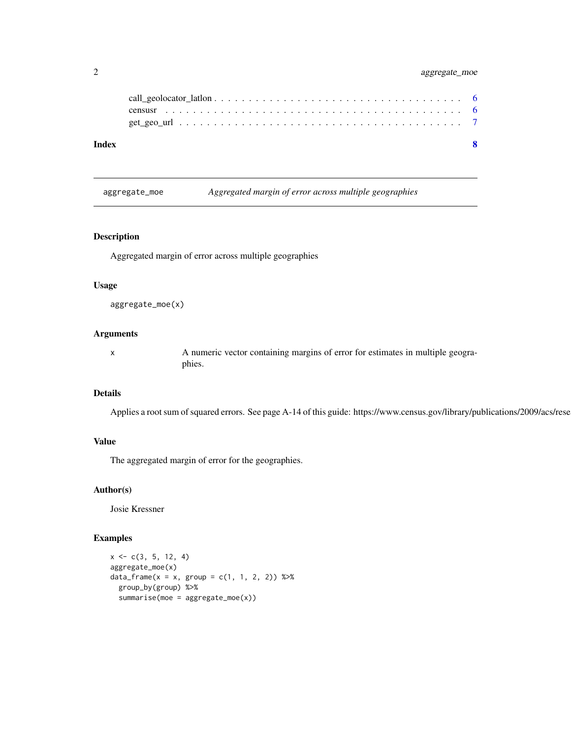call_geolocator_latlon . . . . . . . . . . . . . . . . . . . . . . . . . . . . . . . . . . . 6
censusr . . . . . . . . . . . . . . . . . . . . . . . . . . . . . . . . . . . . . . . . . . 6
get_geo_url . . . . . . . . . . . . . . . . . . . . . . . . . . . . . . . . . . . . . . . . 7

**Index** **8**

---

`aggregate_moe` *Aggregated margin of error across multiple geographies*

---

## Description

Aggregated margin of error across multiple geographies

## Usage

```
aggregate_moe(x)
```

## Arguments

| | |
|---|---|
| x | A numeric vector containing margins of error for estimates in multiple geographies. |

## Details

Applies a root sum of squared errors. See page A-14 of this guide: https://www.census.gov/library/publications/2009/acs/rese

## Value

The aggregated margin of error for the geographies.

## Author(s)

Josie Kressner

## Examples

```
x <- c(3, 5, 12, 4)
aggregate_moe(x)
data_frame(x = x, group = c(1, 1, 2, 2)) %>%
  group_by(group) %>%
  summarise(moe = aggregate_moe(x))
```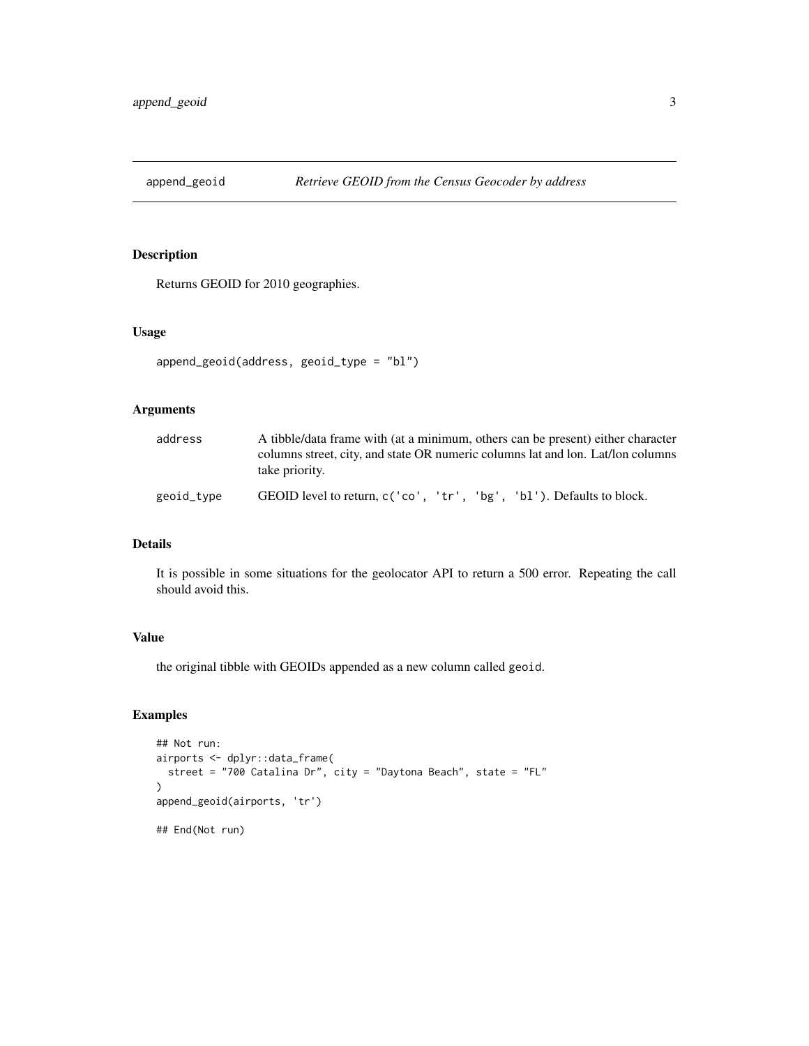# append_geoid — *Retrieve GEOID from the Census Geocoder by address*

## Description

Returns GEOID for 2010 geographies.

## Usage

```
append_geoid(address, geoid_type = "bl")
```

## Arguments

| | |
|---|---|
| `address` | A tibble/data frame with (at a minimum, others can be present) either character columns street, city, and state OR numeric columns lat and lon. Lat/lon columns take priority. |
| `geoid_type` | GEOID level to return, `c('co', 'tr', 'bg', 'bl')`. Defaults to block. |

## Details

It is possible in some situations for the geolocator API to return a 500 error. Repeating the call should avoid this.

## Value

the original tibble with GEOIDs appended as a new column called `geoid`.

## Examples

```
## Not run:
airports <- dplyr::data_frame(
  street = "700 Catalina Dr", city = "Daytona Beach", state = "FL"
)
append_geoid(airports, 'tr')

## End(Not run)
```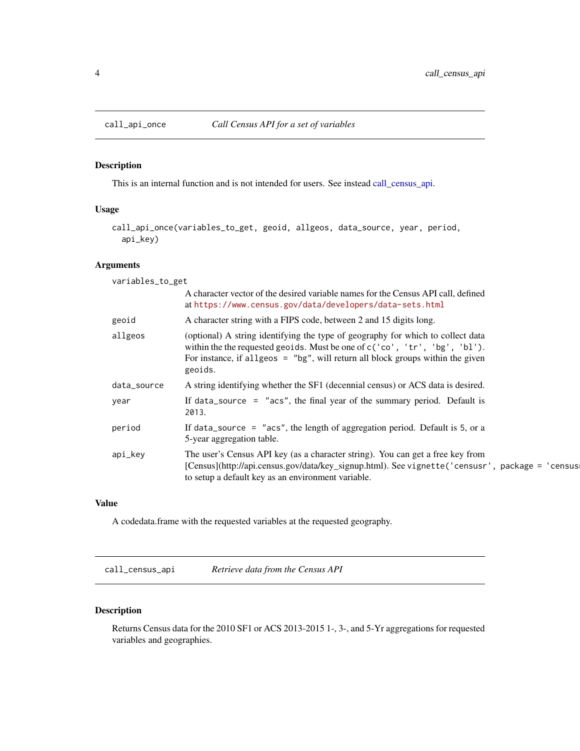## call_api_once — *Call Census API for a set of variables*

### Description

This is an internal function and is not intended for users. See instead call_census_api.

### Usage

```
call_api_once(variables_to_get, geoid, allgeos, data_source, year, period,
  api_key)
```

### Arguments

| | |
|---|---|
| variables_to_get | A character vector of the desired variable names for the Census API call, defined at https://www.census.gov/data/developers/data-sets.html |
| geoid | A character string with a FIPS code, between 2 and 15 digits long. |
| allgeos | (optional) A string identifying the type of geography for which to collect data within the the requested geoids. Must be one of c('co', 'tr', 'bg', 'bl'). For instance, if allgeos = "bg", will return all block groups within the given geoids. |
| data_source | A string identifying whether the SF1 (decennial census) or ACS data is desired. |
| year | If data_source = "acs", the final year of the summary period. Default is 2013. |
| period | If data_source = "acs", the length of aggregation period. Default is 5, or a 5-year aggregation table. |
| api_key | The user's Census API key (as a character string). You can get a free key from [Census](http://api.census.gov/data/key_signup.html). See vignette('censusr', package = 'censusr') to setup a default key as an environment variable. |

### Value

A codedata.frame with the requested variables at the requested geography.

## call_census_api — *Retrieve data from the Census API*

### Description

Returns Census data for the 2010 SF1 or ACS 2013-2015 1-, 3-, and 5-Yr aggregations for requested variables and geographies.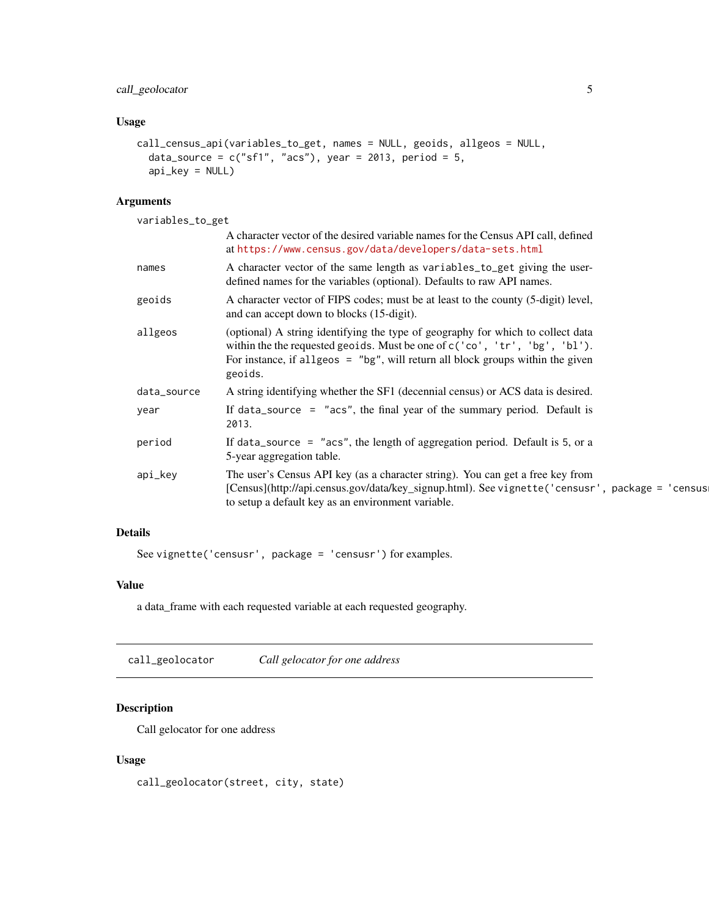### Usage

```
call_census_api(variables_to_get, names = NULL, geoids, allgeos = NULL,
  data_source = c("sf1", "acs"), year = 2013, period = 5,
  api_key = NULL)
```

### Arguments

- `variables_to_get` — A character vector of the desired variable names for the Census API call, defined at https://www.census.gov/data/developers/data-sets.html
- `names` — A character vector of the same length as `variables_to_get` giving the user-defined names for the variables (optional). Defaults to raw API names.
- `geoids` — A character vector of FIPS codes; must be at least to the county (5-digit) level, and can accept down to blocks (15-digit).
- `allgeos` — (optional) A string identifying the type of geography for which to collect data within the the requested `geoids`. Must be one of `c('co', 'tr', 'bg', 'bl')`. For instance, if `allgeos = "bg"`, will return all block groups within the given `geoids`.
- `data_source` — A string identifying whether the SF1 (decennial census) or ACS data is desired.
- `year` — If `data_source = "acs"`, the final year of the summary period. Default is `2013`.
- `period` — If `data_source = "acs"`, the length of aggregation period. Default is 5, or a 5-year aggregation table.
- `api_key` — The user's Census API key (as a character string). You can get a free key from [Census](http://api.census.gov/data/key_signup.html). See `vignette('censusr', package = 'census` to setup a default key as an environment variable.

### Details

See `vignette('censusr', package = 'censusr')` for examples.

### Value

a data_frame with each requested variable at each requested geography.

---

## call_geolocator — *Call gelocator for one address*

### Description

Call gelocator for one address

### Usage

```
call_geolocator(street, city, state)
```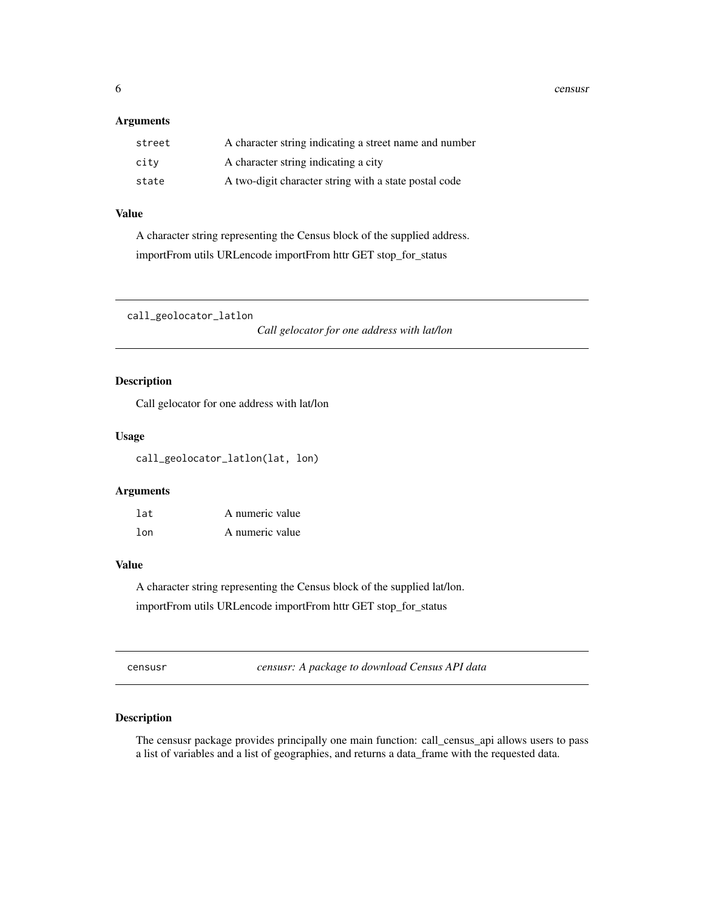### Arguments

| | |
|---|---|
| `street` | A character string indicating a street name and number |
| `city` | A character string indicating a city |
| `state` | A two-digit character string with a state postal code |

### Value

A character string representing the Census block of the supplied address.

importFrom utils URLencode importFrom httr GET stop_for_status

---

## call_geolocator_latlon

*Call gelocator for one address with lat/lon*

---

### Description

Call gelocator for one address with lat/lon

### Usage

```
call_geolocator_latlon(lat, lon)
```

### Arguments

| | |
|---|---|
| `lat` | A numeric value |
| `lon` | A numeric value |

### Value

A character string representing the Census block of the supplied lat/lon.

importFrom utils URLencode importFrom httr GET stop_for_status

---

## censusr

*censusr: A package to download Census API data*

---

### Description

The censusr package provides principally one main function: call_census_api allows users to pass a list of variables and a list of geographies, and returns a data_frame with the requested data.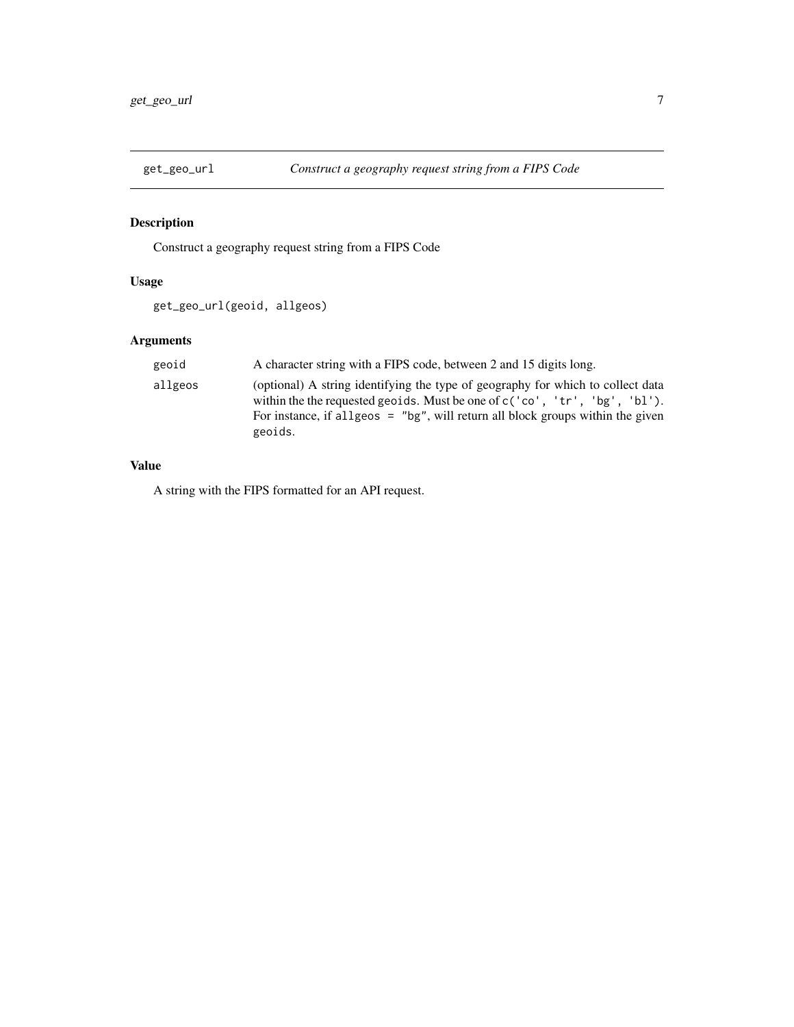## get_geo_url — *Construct a geography request string from a FIPS Code*

### Description

Construct a geography request string from a FIPS Code

### Usage

```
get_geo_url(geoid, allgeos)
```

### Arguments

| | |
|---|---|
| `geoid` | A character string with a FIPS code, between 2 and 15 digits long. |
| `allgeos` | (optional) A string identifying the type of geography for which to collect data within the the requested `geoids`. Must be one of `c('co', 'tr', 'bg', 'bl')`. For instance, if `allgeos = "bg"`, will return all block groups within the given `geoids`. |

### Value

A string with the FIPS formatted for an API request.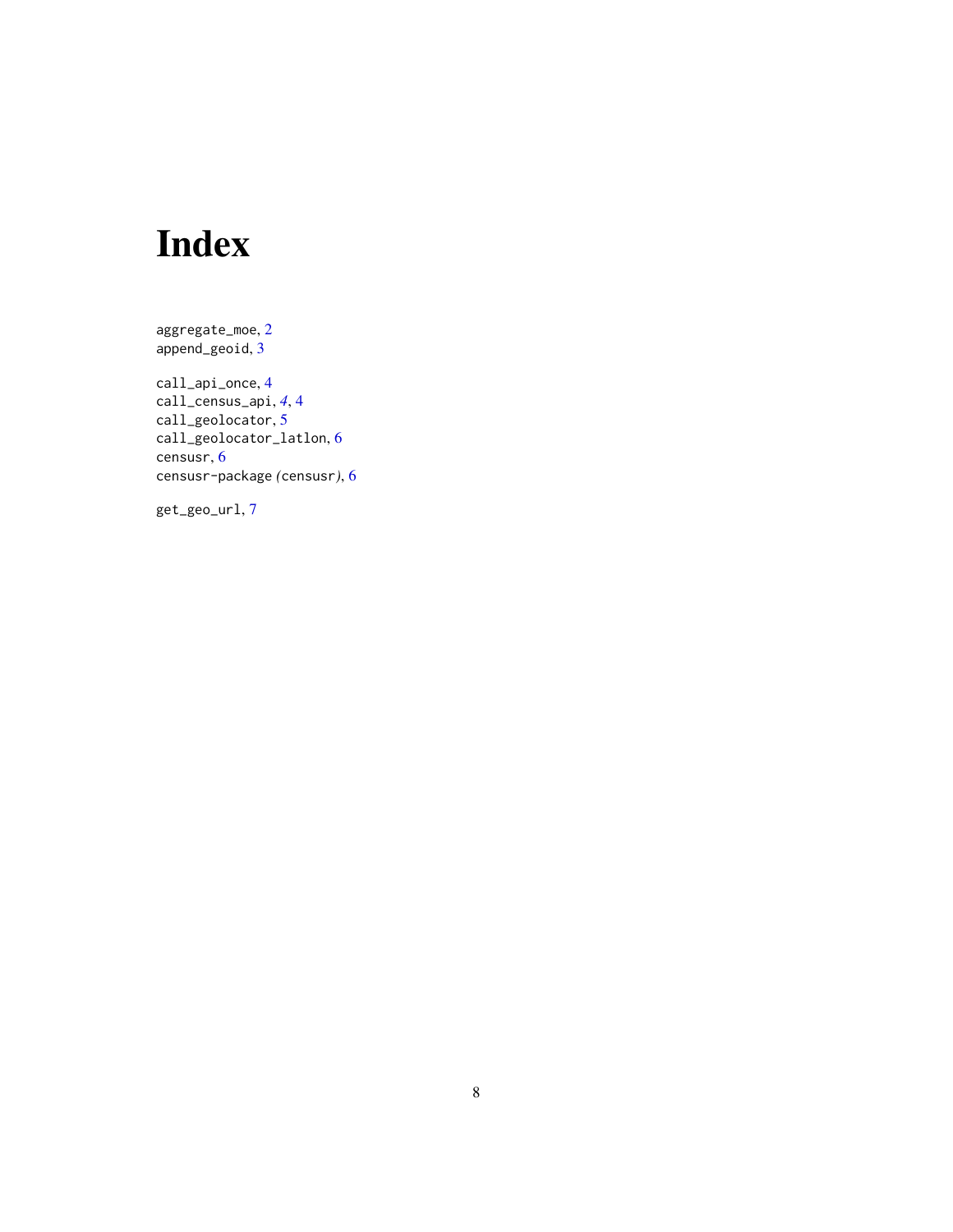# Index

aggregate_moe, 2
append_geoid, 3

call_api_once, 4
call_census_api, *4*, 4
call_geolocator, 5
call_geolocator_latlon, 6
censusr, 6
censusr-package *(*censusr*)*, 6

get_geo_url, 7